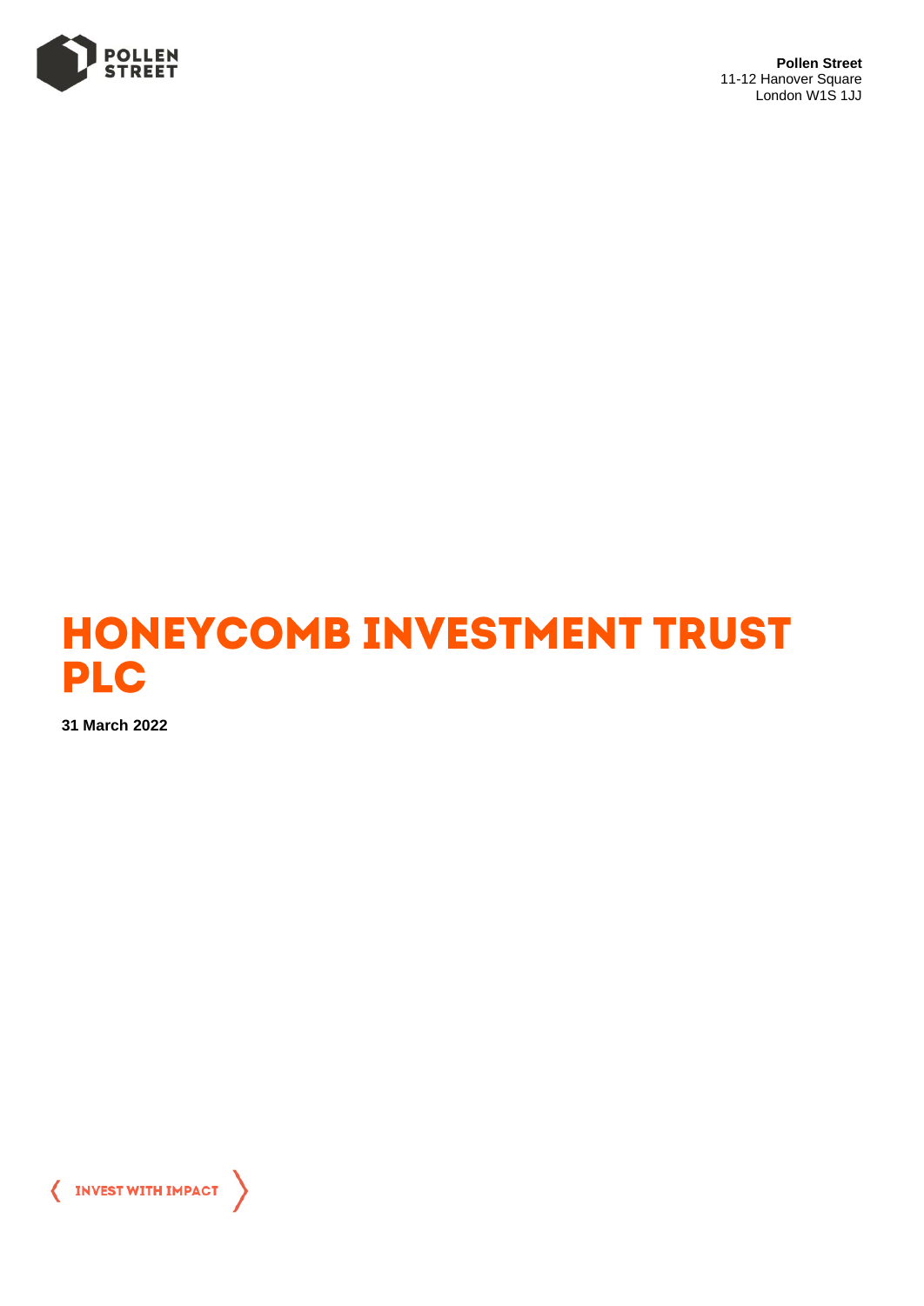POLLEN STREET

**Pollen Street**
11-12 Hanover Square
London W1S 1JJ

# HONEYCOMB INVESTMENT TRUST PLC

**31 March 2022**

INVEST WITH IMPACT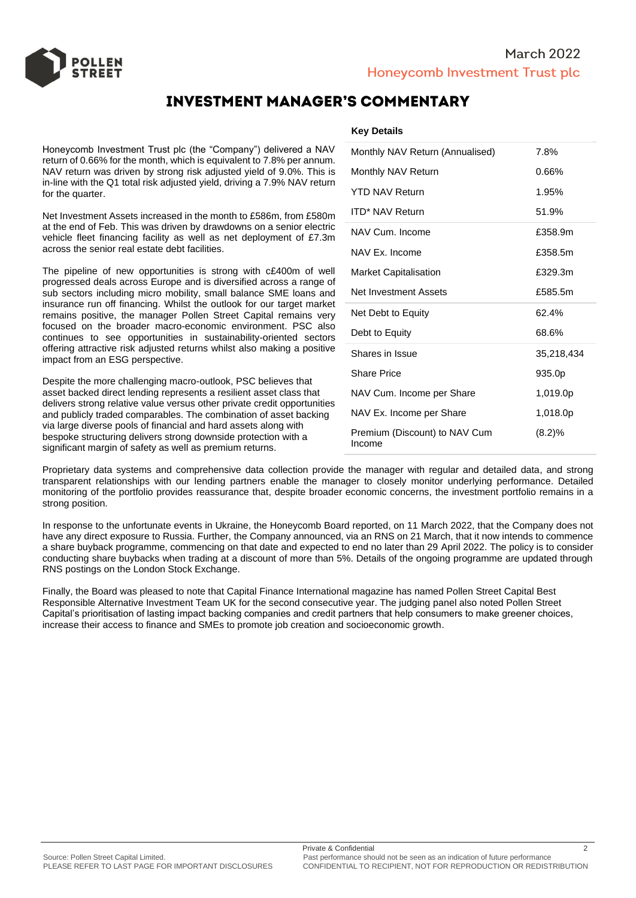# INVESTMENT MANAGER'S COMMENTARY

Honeycomb Investment Trust plc (the "Company") delivered a NAV return of 0.66% for the month, which is equivalent to 7.8% per annum. NAV return was driven by strong risk adjusted yield of 9.0%. This is in-line with the Q1 total risk adjusted yield, driving a 7.9% NAV return for the quarter.

Net Investment Assets increased in the month to £586m, from £580m at the end of Feb. This was driven by drawdowns on a senior electric vehicle fleet financing facility as well as net deployment of £7.3m across the senior real estate debt facilities.

The pipeline of new opportunities is strong with c£400m of well progressed deals across Europe and is diversified across a range of sub sectors including micro mobility, small balance SME loans and insurance run off financing. Whilst the outlook for our target market remains positive, the manager Pollen Street Capital remains very focused on the broader macro-economic environment. PSC also continues to see opportunities in sustainability-oriented sectors offering attractive risk adjusted returns whilst also making a positive impact from an ESG perspective.

Despite the more challenging macro-outlook, PSC believes that asset backed direct lending represents a resilient asset class that delivers strong relative value versus other private credit opportunities and publicly traded comparables. The combination of asset backing via large diverse pools of financial and hard assets along with bespoke structuring delivers strong downside protection with a significant margin of safety as well as premium returns.

**Key Details**

| | |
|---|---|
| Monthly NAV Return (Annualised) | 7.8% |
| Monthly NAV Return | 0.66% |
| YTD NAV Return | 1.95% |
| ITD* NAV Return | 51.9% |
| NAV Cum. Income | £358.9m |
| NAV Ex. Income | £358.5m |
| Market Capitalisation | £329.3m |
| Net Investment Assets | £585.5m |
| Net Debt to Equity | 62.4% |
| Debt to Equity | 68.6% |
| Shares in Issue | 35,218,434 |
| Share Price | 935.0p |
| NAV Cum. Income per Share | 1,019.0p |
| NAV Ex. Income per Share | 1,018.0p |
| Premium (Discount) to NAV Cum Income | (8.2)% |

Proprietary data systems and comprehensive data collection provide the manager with regular and detailed data, and strong transparent relationships with our lending partners enable the manager to closely monitor underlying performance. Detailed monitoring of the portfolio provides reassurance that, despite broader economic concerns, the investment portfolio remains in a strong position.

In response to the unfortunate events in Ukraine, the Honeycomb Board reported, on 11 March 2022, that the Company does not have any direct exposure to Russia. Further, the Company announced, via an RNS on 21 March, that it now intends to commence a share buyback programme, commencing on that date and expected to end no later than 29 April 2022. The policy is to consider conducting share buybacks when trading at a discount of more than 5%. Details of the ongoing programme are updated through RNS postings on the London Stock Exchange.

Finally, the Board was pleased to note that Capital Finance International magazine has named Pollen Street Capital Best Responsible Alternative Investment Team UK for the second consecutive year. The judging panel also noted Pollen Street Capital's prioritisation of lasting impact backing companies and credit partners that help consumers to make greener choices, increase their access to finance and SMEs to promote job creation and socioeconomic growth.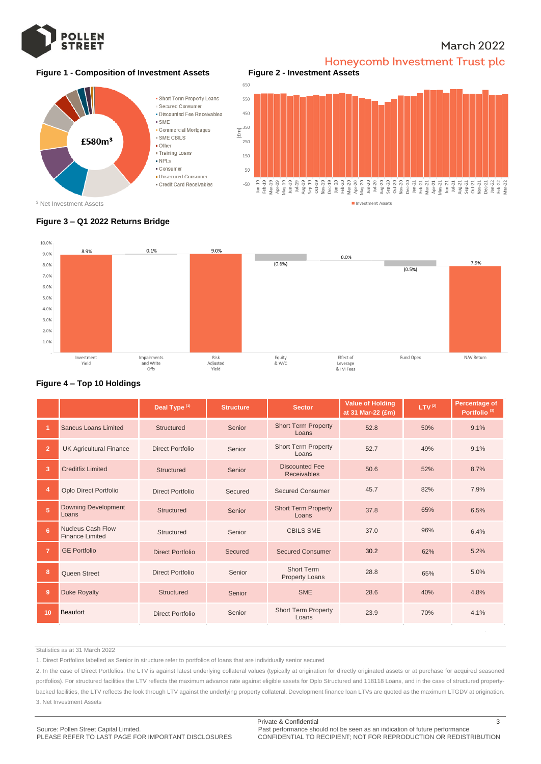March 2022

## Honeycomb Investment Trust plc

### Figure 1 - Composition of Investment Assets

£580m[3]

- Short Term Property Loans
- Secured Consumer
- Discounted Fee Receivables
- SME
- Commercial Mortgages
- SME CBILS
- Other
- Training Loans
- NPLs
- Consumer
- Unsecured Consumer
- Credit Card Receivables

[3] Net Investment Assets

### Figure 2 - Investment Assets

(£m)

Investment Assets

### Figure 3 – Q1 2022 Returns Bridge

| Investment Yield | Impairments and Write Offs | Risk Adjusted Yield | Equity & W/C | Effect of Leverage & IM Fees | Fund Opex | NAV Return |
|---|---|---|---|---|---|---|
| 8.9% | 0.1% | 9.0% | (0.6%) | 0.0% | (0.5%) | 7.9% |

### Figure 4 – Top 10 Holdings

| | | Deal Type [1] | Structure | Sector | Value of Holding at 31 Mar-22 (£m) | LTV [2] | Percentage of Portfolio [3] |
|---|---|---|---|---|---|---|---|
| 1 | Sancus Loans Limited | Structured | Senior | Short Term Property Loans | 52.8 | 50% | 9.1% |
| 2 | UK Agricultural Finance | Direct Portfolio | Senior | Short Term Property Loans | 52.7 | 49% | 9.1% |
| 3 | Creditfix Limited | Structured | Senior | Discounted Fee Receivables | 50.6 | 52% | 8.7% |
| 4 | Oplo Direct Portfolio | Direct Portfolio | Secured | Secured Consumer | 45.7 | 82% | 7.9% |
| 5 | Downing Development Loans | Structured | Senior | Short Term Property Loans | 37.8 | 65% | 6.5% |
| 6 | Nucleus Cash Flow Finance Limited | Structured | Senior | CBILS SME | 37.0 | 96% | 6.4% |
| 7 | GE Portfolio | Direct Portfolio | Secured | Secured Consumer | 30.2 | 62% | 5.2% |
| 8 | Queen Street | Direct Portfolio | Senior | Short Term Property Loans | 28.8 | 65% | 5.0% |
| 9 | Duke Royalty | Structured | Senior | SME | 28.6 | 40% | 4.8% |
| 10 | Beaufort | Direct Portfolio | Senior | Short Term Property Loans | 23.9 | 70% | 4.1% |

Statistics as at 31 March 2022

1. Direct Portfolios labelled as Senior in structure refer to portfolios of loans that are individually senior secured
2. In the case of Direct Portfolios, the LTV is against latest underlying collateral values (typically at origination for directly originated assets or at purchase for acquired seasoned portfolios). For structured facilities the LTV reflects the maximum advance rate against eligible assets for Oplo Structured and 118118 Loans, and in the case of structured property-backed facilities, the LTV reflects the look through LTV against the underlying property collateral. Development finance loan LTVs are quoted as the maximum LTGDV at origination.
3. Net Investment Assets

Source: Pollen Street Capital Limited.
PLEASE REFER TO LAST PAGE FOR IMPORTANT DISCLOSURES

Private & Confidential
Past performance should not be seen as an indication of future performance
CONFIDENTIAL TO RECIPIENT; NOT FOR REPRODUCTION OR REDISTRIBUTION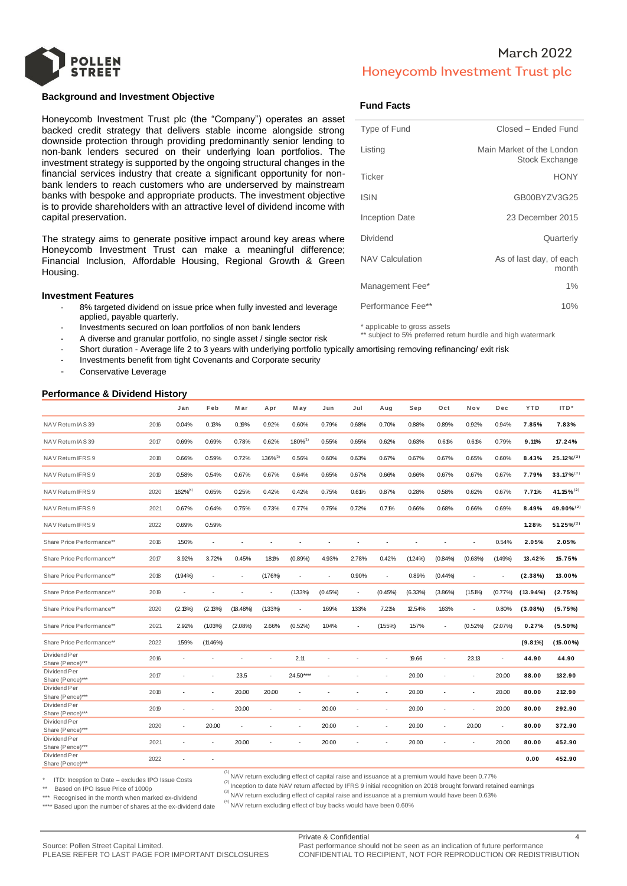March 2022

# Honeycomb Investment Trust plc

## Background and Investment Objective

Honeycomb Investment Trust plc (the "Company") operates an asset backed credit strategy that delivers stable income alongside strong downside protection through providing predominantly senior lending to non-bank lenders secured on their underlying loan portfolios. The investment strategy is supported by the ongoing structural changes in the financial services industry that create a significant opportunity for non-bank lenders to reach customers who are underserved by mainstream banks with bespoke and appropriate products. The investment objective is to provide shareholders with an attractive level of dividend income with capital preservation.

The strategy aims to generate positive impact around key areas where Honeycomb Investment Trust can make a meaningful difference; Financial Inclusion, Affordable Housing, Regional Growth & Green Housing.

## Fund Facts

| | |
|---|---|
| Type of Fund | Closed – Ended Fund |
| Listing | Main Market of the London Stock Exchange |
| Ticker | HONY |
| ISIN | GB00BYZV3G25 |
| Inception Date | 23 December 2015 |
| Dividend | Quarterly |
| NAV Calculation | As of last day, of each month |
| Management Fee* | 1% |
| Performance Fee** | 10% |

\* applicable to gross assets
** subject to 5% preferred return hurdle and high watermark

## Investment Features

- 8% targeted dividend on issue price when fully invested and leverage applied, payable quarterly.
- Investments secured on loan portfolios of non bank lenders
- A diverse and granular portfolio, no single asset / single sector risk
- Short duration - Average life 2 to 3 years with underlying portfolio typically amortising removing refinancing/ exit risk
- Investments benefit from tight Covenants and Corporate security
- Conservative Leverage

## Performance & Dividend History

| | | Jan | Feb | Mar | Apr | May | Jun | Jul | Aug | Sep | Oct | Nov | Dec | YTD | ITD* |
|---|---|---|---|---|---|---|---|---|---|---|---|---|---|---|---|
| NAV Return IAS 39 | 2016 | 0.04% | 0.13% | 0.19% | 0.92% | 0.60% | 0.79% | 0.68% | 0.70% | 0.88% | 0.89% | 0.92% | 0.94% | **7.85%** | **7.83%** |
| NAV Return IAS 39 | 2017 | 0.69% | 0.69% | 0.78% | 0.62% | 1.80%[1] | 0.55% | 0.65% | 0.62% | 0.63% | 0.61% | 0.61% | 0.79% | **9.11%** | **17.24%** |
| NAV Return IFRS 9 | 2018 | 0.66% | 0.59% | 0.72% | 1.36%[3] | 0.56% | 0.60% | 0.63% | 0.67% | 0.67% | 0.67% | 0.65% | 0.60% | **8.43%** | **25.12%[2]** |
| NAV Return IFRS 9 | 2019 | 0.58% | 0.54% | 0.67% | 0.67% | 0.64% | 0.65% | 0.67% | 0.66% | 0.66% | 0.67% | 0.67% | 0.67% | **7.79%** | **33.17%[2]** |
| NAV Return IFRS 9 | 2020 | 1.62%[4] | 0.65% | 0.25% | 0.42% | 0.42% | 0.75% | 0.61% | 0.87% | 0.28% | 0.58% | 0.62% | 0.67% | **7.71%** | **41.15%[2]** |
| NAV Return IFRS 9 | 2021 | 0.67% | 0.64% | 0.75% | 0.73% | 0.77% | 0.75% | 0.72% | 0.71% | 0.66% | 0.68% | 0.66% | 0.69% | **8.49%** | **49.90%[2]** |
| NAV Return IFRS 9 | 2022 | 0.69% | 0.59% | | | | | | | | | | | **1.28%** | **51.25%[2]** |
| Share Price Performance** | 2016 | 1.50% | - | - | - | - | - | - | - | - | - | - | 0.54% | **2.05%** | **2.05%** |
| Share Price Performance** | 2017 | 3.92% | 3.72% | 0.45% | 1.81% | (0.89%) | 4.93% | 2.78% | 0.42% | (1.24%) | (0.84%) | (0.63%) | (1.49%) | **13.42%** | **15.75%** |
| Share Price Performance** | 2018 | (1.94%) | - | - | (1.76%) | - | - | 0.90% | - | 0.89% | (0.44%) | - | - | **(2.38%)** | **13.00%** |
| Share Price Performance** | 2019 | - | - | - | - | (1.33%) | (0.45%) | - | (0.45%) | (6.33%) | (3.86%) | (1.51%) | (0.77%) | **(13.94%)** | **(2.75%)** |
| Share Price Performance** | 2020 | (2.13%) | (2.13%) | (18.48%) | (1.33%) | - | 1.69% | 1.33% | 7.21% | 12.54% | 1.63% | - | 0.80% | **(3.08%)** | **(5.75%)** |
| Share Price Performance** | 2021 | 2.92% | (1.03%) | (2.08%) | 2.66% | (0.52%) | 1.04% | - | (1.55%) | 1.57% | - | (0.52%) | (2.07%) | **0.27%** | **(5.50%)** |
| Share Price Performance** | 2022 | 1.59% | (11.46%) | | | | | | | | | | | **(9.81%)** | **(15.00%)** |
| Dividend Per Share (Pence)*** | 2016 | - | - | - | - | 2.11 | - | - | - | 19.66 | - | 23.13 | - | **44.90** | **44.90** |
| Dividend Per Share (Pence)*** | 2017 | - | - | 23.5 | - | 24.50**** | - | - | - | 20.00 | - | - | 20.00 | **88.00** | **132.90** |
| Dividend Per Share (Pence)*** | 2018 | - | - | 20.00 | 20.00 | - | - | - | - | 20.00 | - | - | 20.00 | **80.00** | **212.90** |
| Dividend Per Share (Pence)*** | 2019 | - | - | 20.00 | - | - | 20.00 | - | - | 20.00 | - | - | 20.00 | **80.00** | **292.90** |
| Dividend Per Share (Pence)*** | 2020 | - | 20.00 | - | - | - | 20.00 | - | - | 20.00 | - | 20.00 | - | **80.00** | **372.90** |
| Dividend Per Share (Pence)*** | 2021 | - | - | 20.00 | - | - | 20.00 | - | - | 20.00 | - | - | 20.00 | **80.00** | **452.90** |
| Dividend Per Share (Pence)*** | 2022 | - | - | | | | | | | | | | | **0.00** | **452.90** |

\* ITD: Inception to Date – excludes IPO Issue Costs
** Based on IPO Issue Price of 1000p
*** Recognised in the month when marked ex-dividend
**** Based upon the number of shares at the ex-dividend date

(1) NAV return excluding effect of capital raise and issuance at a premium would have been 0.77%
(2) Inception to date NAV return affected by IFRS 9 initial recognition on 2018 brought forward retained earnings
(3) NAV return excluding effect of capital raise and issuance at a premium would have been 0.63%
(4) NAV return excluding effect of buy backs would have been 0.60%

Source: Pollen Street Capital Limited.
PLEASE REFER TO LAST PAGE FOR IMPORTANT DISCLOSURES

Private & Confidential
Past performance should not be seen as an indication of future performance
CONFIDENTIAL TO RECIPIENT, NOT FOR REPRODUCTION OR REDISTRIBUTION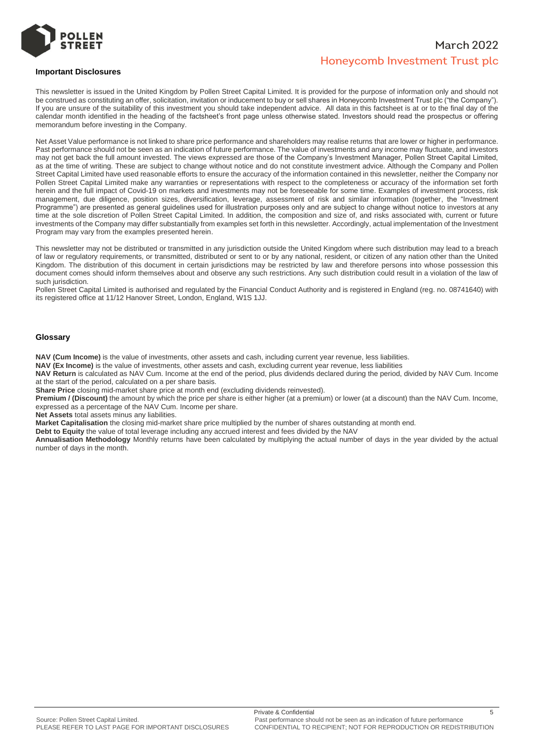## Important Disclosures

This newsletter is issued in the United Kingdom by Pollen Street Capital Limited. It is provided for the purpose of information only and should not be construed as constituting an offer, solicitation, invitation or inducement to buy or sell shares in Honeycomb Investment Trust plc ("the Company"). If you are unsure of the suitability of this investment you should take independent advice. All data in this factsheet is at or to the final day of the calendar month identified in the heading of the factsheet's front page unless otherwise stated. Investors should read the prospectus or offering memorandum before investing in the Company.

Net Asset Value performance is not linked to share price performance and shareholders may realise returns that are lower or higher in performance. Past performance should not be seen as an indication of future performance. The value of investments and any income may fluctuate, and investors may not get back the full amount invested. The views expressed are those of the Company's Investment Manager, Pollen Street Capital Limited, as at the time of writing. These are subject to change without notice and do not constitute investment advice. Although the Company and Pollen Street Capital Limited have used reasonable efforts to ensure the accuracy of the information contained in this newsletter, neither the Company nor Pollen Street Capital Limited make any warranties or representations with respect to the completeness or accuracy of the information set forth herein and the full impact of Covid-19 on markets and investments may not be foreseeable for some time. Examples of investment process, risk management, due diligence, position sizes, diversification, leverage, assessment of risk and similar information (together, the "Investment Programme") are presented as general guidelines used for illustration purposes only and are subject to change without notice to investors at any time at the sole discretion of Pollen Street Capital Limited. In addition, the composition and size of, and risks associated with, current or future investments of the Company may differ substantially from examples set forth in this newsletter. Accordingly, actual implementation of the Investment Program may vary from the examples presented herein.

This newsletter may not be distributed or transmitted in any jurisdiction outside the United Kingdom where such distribution may lead to a breach of law or regulatory requirements, or transmitted, distributed or sent to or by any national, resident, or citizen of any nation other than the United Kingdom. The distribution of this document in certain jurisdictions may be restricted by law and therefore persons into whose possession this document comes should inform themselves about and observe any such restrictions. Any such distribution could result in a violation of the law of such jurisdiction.

Pollen Street Capital Limited is authorised and regulated by the Financial Conduct Authority and is registered in England (reg. no. 08741640) with its registered office at 11/12 Hanover Street, London, England, W1S 1JJ.

## Glossary

**NAV (Cum Income)** is the value of investments, other assets and cash, including current year revenue, less liabilities.

**NAV (Ex Income)** is the value of investments, other assets and cash, excluding current year revenue, less liabilities

**NAV Return** is calculated as NAV Cum. Income at the end of the period, plus dividends declared during the period, divided by NAV Cum. Income at the start of the period, calculated on a per share basis.

**Share Price** closing mid-market share price at month end (excluding dividends reinvested).

**Premium / (Discount)** the amount by which the price per share is either higher (at a premium) or lower (at a discount) than the NAV Cum. Income, expressed as a percentage of the NAV Cum. Income per share.

**Net Assets** total assets minus any liabilities.

**Market Capitalisation** the closing mid-market share price multiplied by the number of shares outstanding at month end.

**Debt to Equity** the value of total leverage including any accrued interest and fees divided by the NAV

**Annualisation Methodology** Monthly returns have been calculated by multiplying the actual number of days in the year divided by the actual number of days in the month.